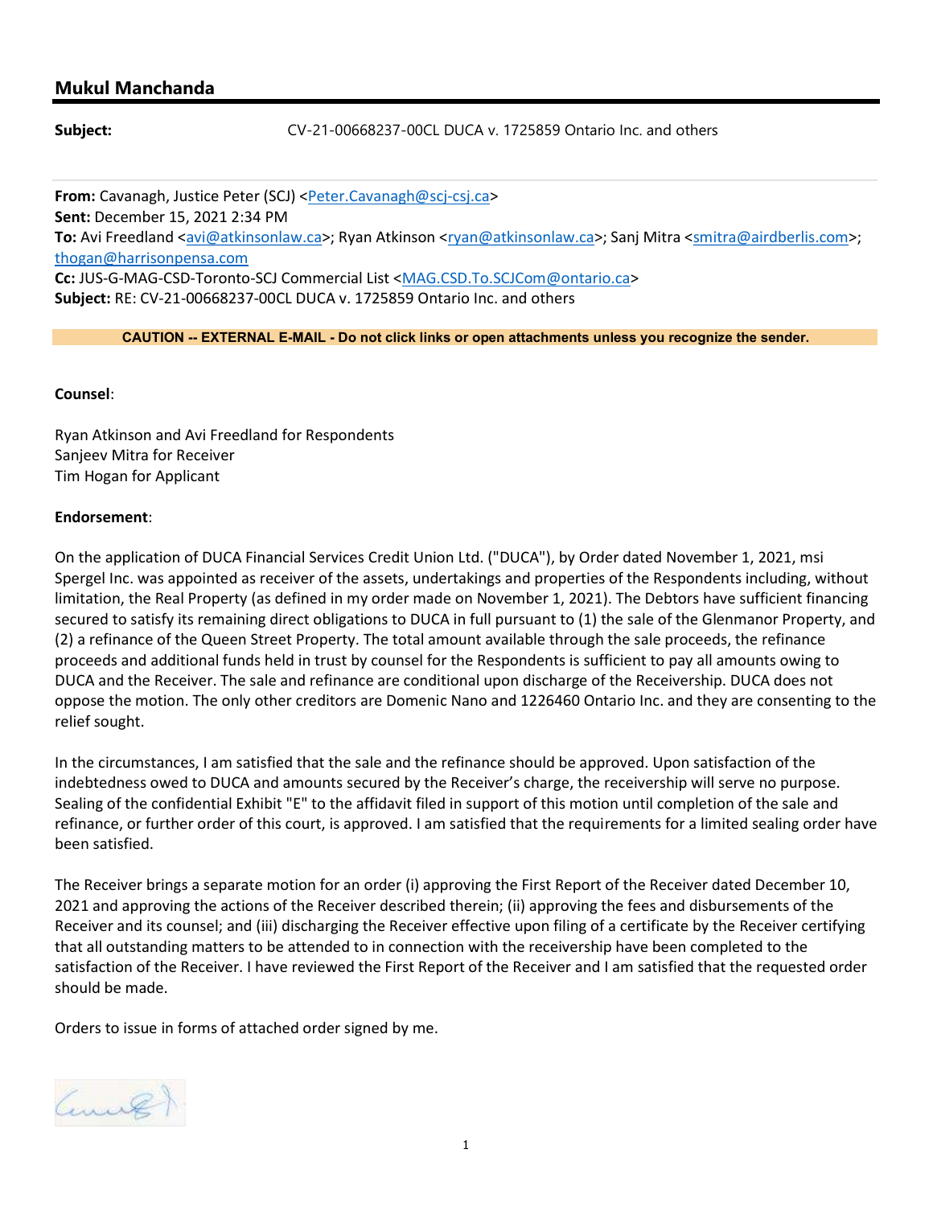## Mukul Manchanda

**Subject:** CV-21-00668237-00CL DUCA v. 1725859 Ontario Inc. and others

**From:** Cavanagh, Justice Peter (SCJ) <Peter.Cavanagh@scj-csj.ca>
**Sent:** December 15, 2021 2:34 PM
**To:** Avi Freedland <avi@atkinsonlaw.ca>; Ryan Atkinson <ryan@atkinsonlaw.ca>; Sanj Mitra <smitra@airdberlis.com>; thogan@harrisonpensa.com
**Cc:** JUS-G-MAG-CSD-Toronto-SCJ Commercial List <MAG.CSD.To.SCJCom@ontario.ca>
**Subject:** RE: CV-21-00668237-00CL DUCA v. 1725859 Ontario Inc. and others

**CAUTION -- EXTERNAL E-MAIL - Do not click links or open attachments unless you recognize the sender.**

**Counsel**:

Ryan Atkinson and Avi Freedland for Respondents
Sanjeev Mitra for Receiver
Tim Hogan for Applicant

**Endorsement**:

On the application of DUCA Financial Services Credit Union Ltd. ("DUCA"), by Order dated November 1, 2021, msi Spergel Inc. was appointed as receiver of the assets, undertakings and properties of the Respondents including, without limitation, the Real Property (as defined in my order made on November 1, 2021). The Debtors have sufficient financing secured to satisfy its remaining direct obligations to DUCA in full pursuant to (1) the sale of the Glenmanor Property, and (2) a refinance of the Queen Street Property. The total amount available through the sale proceeds, the refinance proceeds and additional funds held in trust by counsel for the Respondents is sufficient to pay all amounts owing to DUCA and the Receiver. The sale and refinance are conditional upon discharge of the Receivership. DUCA does not oppose the motion. The only other creditors are Domenic Nano and 1226460 Ontario Inc. and they are consenting to the relief sought.

In the circumstances, I am satisfied that the sale and the refinance should be approved. Upon satisfaction of the indebtedness owed to DUCA and amounts secured by the Receiver's charge, the receivership will serve no purpose. Sealing of the confidential Exhibit "E" to the affidavit filed in support of this motion until completion of the sale and refinance, or further order of this court, is approved. I am satisfied that the requirements for a limited sealing order have been satisfied.

The Receiver brings a separate motion for an order (i) approving the First Report of the Receiver dated December 10, 2021 and approving the actions of the Receiver described therein; (ii) approving the fees and disbursements of the Receiver and its counsel; and (iii) discharging the Receiver effective upon filing of a certificate by the Receiver certifying that all outstanding matters to be attended to in connection with the receivership have been completed to the satisfaction of the Receiver. I have reviewed the First Report of the Receiver and I am satisfied that the requested order should be made.

Orders to issue in forms of attached order signed by me.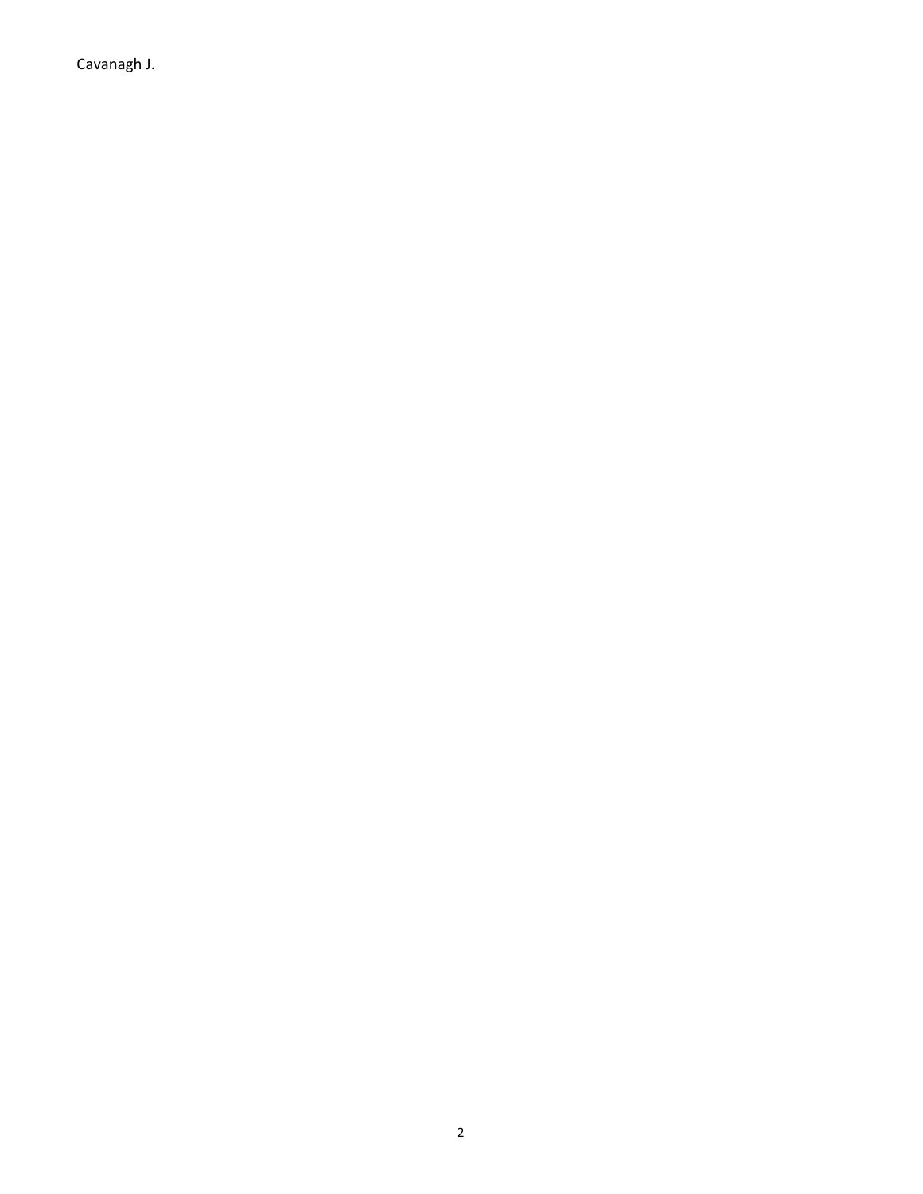Cavanagh J.